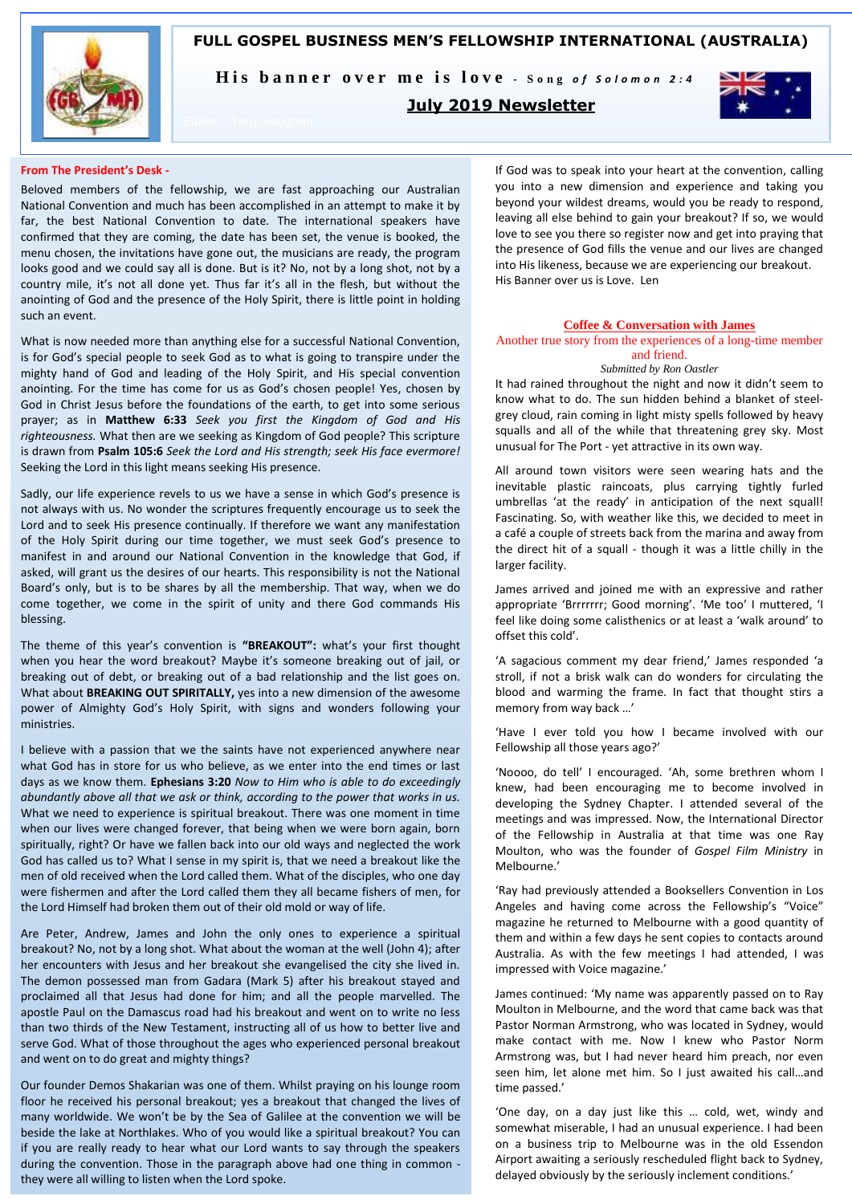# FULL GOSPEL BUSINESS MEN'S FELLOWSHIP INTERNATIONAL (AUSTRALIA)

**His banner over me is love** - *Song of Solomon 2:4*

## July 2019 Newsletter

Editor - Tony Vaughan

### From The President's Desk -

Beloved members of the fellowship, we are fast approaching our Australian National Convention and much has been accomplished in an attempt to make it by far, the best National Convention to date. The international speakers have confirmed that they are coming, the date has been set, the venue is booked, the menu chosen, the invitations have gone out, the musicians are ready, the program looks good and we could say all is done. But is it? No, not by a long shot, not by a country mile, it's not all done yet. Thus far it's all in the flesh, but without the anointing of God and the presence of the Holy Spirit, there is little point in holding such an event.

What is now needed more than anything else for a successful National Convention, is for God's special people to seek God as to what is going to transpire under the mighty hand of God and leading of the Holy Spirit, and His special convention anointing. For the time has come for us as God's chosen people! Yes, chosen by God in Christ Jesus before the foundations of the earth, to get into some serious prayer; as in **Matthew 6:33** *Seek you first the Kingdom of God and His righteousness.* What then are we seeking as Kingdom of God people? This scripture is drawn from **Psalm 105:6** *Seek the Lord and His strength; seek His face evermore!* Seeking the Lord in this light means seeking His presence.

Sadly, our life experience revels to us we have a sense in which God's presence is not always with us. No wonder the scriptures frequently encourage us to seek the Lord and to seek His presence continually. If therefore we want any manifestation of the Holy Spirit during our time together, we must seek God's presence to manifest in and around our National Convention in the knowledge that God, if asked, will grant us the desires of our hearts. This responsibility is not the National Board's only, but is to be shares by all the membership. That way, when we do come together, we come in the spirit of unity and there God commands His blessing.

The theme of this year's convention is **"BREAKOUT":** what's your first thought when you hear the word breakout? Maybe it's someone breaking out of jail, or breaking out of debt, or breaking out of a bad relationship and the list goes on. What about **BREAKING OUT SPIRITUALLY,** yes into a new dimension of the awesome power of Almighty God's Holy Spirit, with signs and wonders following your ministries.

I believe with a passion that we the saints have not experienced anywhere near what God has in store for us who believe, as we enter into the end times or last days as we know them. **Ephesians 3:20** *Now to Him who is able to do exceedingly abundantly above all that we ask or think, according to the power that works in us.* What we need to experience is spiritual breakout. There was one moment in time when our lives were changed forever, that being when we were born again, born spiritually, right? Or have we fallen back into our old ways and neglected the work God has called us to? What I sense in my spirit is, that we need a breakout like the men of old received when the Lord called them. What of the disciples, who one day were fishermen and after the Lord called them they all became fishers of men, for the Lord Himself had broken them out of their old mold or way of life.

Are Peter, Andrew, James and John the only ones to experience a spiritual breakout? No, not by a long shot. What about the woman at the well (John 4); after her encounters with Jesus and her breakout she evangelised the city she lived in. The demon possessed man from Gadara (Mark 5) after his breakout stayed and proclaimed all that Jesus had done for him; and all the people marvelled. The apostle Paul on the Damascus road had his breakout and went on to write no less than two thirds of the New Testament, instructing all of us how to better live and serve God. What of those throughout the ages who experienced personal breakout and went on to do great and mighty things?

Our founder Demos Shakarian was one of them. Whilst praying on his lounge room floor he received his personal breakout; yes a breakout that changed the lives of many worldwide. We won't be by the Sea of Galilee at the convention we will be beside the lake at Northlakes. Who of you would like a spiritual breakout? You can if you are really ready to hear what our Lord wants to say through the speakers during the convention. Those in the paragraph above had one thing in common - they were all willing to listen when the Lord spoke.

If God was to speak into your heart at the convention, calling you into a new dimension and experience and taking you beyond your wildest dreams, would you be ready to respond, leaving all else behind to gain your breakout? If so, we would love to see you there so register now and get into praying that the presence of God fills the venue and our lives are changed into His likeness, because we are experiencing our breakout. His Banner over us is Love. Len

### Coffee & Conversation with James

Another true story from the experiences of a long-time member and friend.

*Submitted by Ron Oastler*

It had rained throughout the night and now it didn't seem to know what to do. The sun hidden behind a blanket of steel-grey cloud, rain coming in light misty spells followed by heavy squalls and all of the while that threatening grey sky. Most unusual for The Port - yet attractive in its own way.

All around town visitors were seen wearing hats and the inevitable plastic raincoats, plus carrying tightly furled umbrellas 'at the ready' in anticipation of the next squall! Fascinating. So, with weather like this, we decided to meet in a café a couple of streets back from the marina and away from the direct hit of a squall - though it was a little chilly in the larger facility.

James arrived and joined me with an expressive and rather appropriate 'Brrrrrrr; Good morning'. 'Me too' I muttered, 'I feel like doing some calisthenics or at least a 'walk around' to offset this cold'.

'A sagacious comment my dear friend,' James responded 'a stroll, if not a brisk walk can do wonders for circulating the blood and warming the frame. In fact that thought stirs a memory from way back …'

'Have I ever told you how I became involved with our Fellowship all those years ago?'

'Noooo, do tell' I encouraged. 'Ah, some brethren whom I knew, had been encouraging me to become involved in developing the Sydney Chapter. I attended several of the meetings and was impressed. Now, the International Director of the Fellowship in Australia at that time was one Ray Moulton, who was the founder of *Gospel Film Ministry* in Melbourne.'

'Ray had previously attended a Booksellers Convention in Los Angeles and having come across the Fellowship's "Voice" magazine he returned to Melbourne with a good quantity of them and within a few days he sent copies to contacts around Australia. As with the few meetings I had attended, I was impressed with Voice magazine.'

James continued: 'My name was apparently passed on to Ray Moulton in Melbourne, and the word that came back was that Pastor Norman Armstrong, who was located in Sydney, would make contact with me. Now I knew who Pastor Norm Armstrong was, but I had never heard him preach, nor even seen him, let alone met him. So I just awaited his call…and time passed.'

'One day, on a day just like this … cold, wet, windy and somewhat miserable, I had an unusual experience. I had been on a business trip to Melbourne was in the old Essendon Airport awaiting a seriously rescheduled flight back to Sydney, delayed obviously by the seriously inclement conditions.'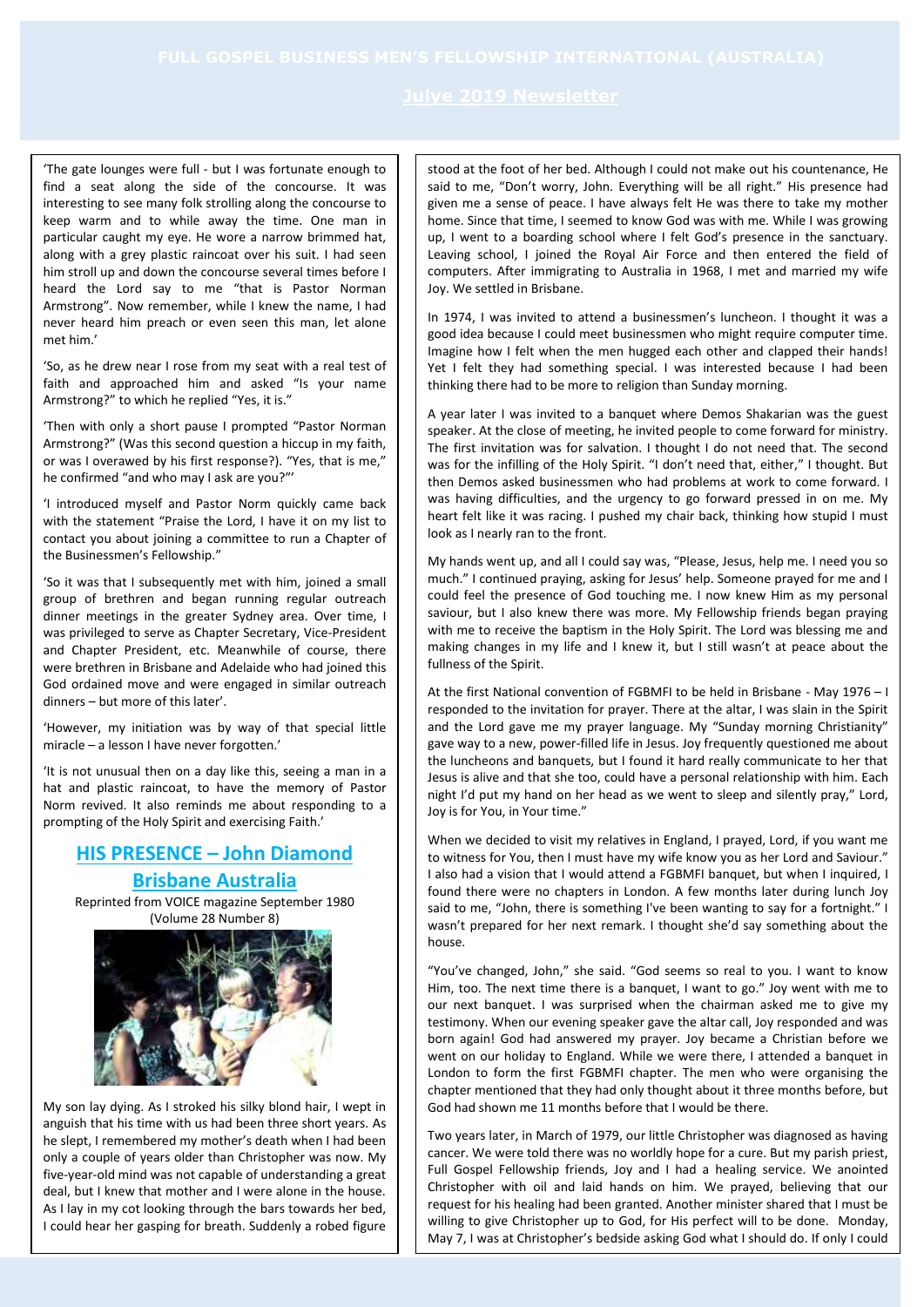'The gate lounges were full - but I was fortunate enough to find a seat along the side of the concourse. It was interesting to see many folk strolling along the concourse to keep warm and to while away the time. One man in particular caught my eye. He wore a narrow brimmed hat, along with a grey plastic raincoat over his suit. I had seen him stroll up and down the concourse several times before I heard the Lord say to me "that is Pastor Norman Armstrong". Now remember, while I knew the name, I had never heard him preach or even seen this man, let alone met him.'

'So, as he drew near I rose from my seat with a real test of faith and approached him and asked "Is your name Armstrong?" to which he replied "Yes, it is."

'Then with only a short pause I prompted "Pastor Norman Armstrong?" (Was this second question a hiccup in my faith, or was I overawed by his first response?). "Yes, that is me," he confirmed "and who may I ask are you?"'

'I introduced myself and Pastor Norm quickly came back with the statement "Praise the Lord, I have it on my list to contact you about joining a committee to run a Chapter of the Businessmen's Fellowship."

'So it was that I subsequently met with him, joined a small group of brethren and began running regular outreach dinner meetings in the greater Sydney area. Over time, I was privileged to serve as Chapter Secretary, Vice-President and Chapter President, etc. Meanwhile of course, there were brethren in Brisbane and Adelaide who had joined this God ordained move and were engaged in similar outreach dinners – but more of this later'.

'However, my initiation was by way of that special little miracle – a lesson I have never forgotten.'

'It is not unusual then on a day like this, seeing a man in a hat and plastic raincoat, to have the memory of Pastor Norm revived. It also reminds me about responding to a prompting of the Holy Spirit and exercising Faith.'

## HIS PRESENCE – John Diamond Brisbane Australia

Reprinted from VOICE magazine September 1980 (Volume 28 Number 8)

My son lay dying. As I stroked his silky blond hair, I wept in anguish that his time with us had been three short years. As he slept, I remembered my mother's death when I had been only a couple of years older than Christopher was now. My five-year-old mind was not capable of understanding a great deal, but I knew that mother and I were alone in the house. As I lay in my cot looking through the bars towards her bed, I could hear her gasping for breath. Suddenly a robed figure stood at the foot of her bed. Although I could not make out his countenance, He said to me, "Don't worry, John. Everything will be all right." His presence had given me a sense of peace. I have always felt He was there to take my mother home. Since that time, I seemed to know God was with me. While I was growing up, I went to a boarding school where I felt God's presence in the sanctuary. Leaving school, I joined the Royal Air Force and then entered the field of computers. After immigrating to Australia in 1968, I met and married my wife Joy. We settled in Brisbane.

In 1974, I was invited to attend a businessmen's luncheon. I thought it was a good idea because I could meet businessmen who might require computer time. Imagine how I felt when the men hugged each other and clapped their hands! Yet I felt they had something special. I was interested because I had been thinking there had to be more to religion than Sunday morning.

A year later I was invited to a banquet where Demos Shakarian was the guest speaker. At the close of meeting, he invited people to come forward for ministry. The first invitation was for salvation. I thought I do not need that. The second was for the infilling of the Holy Spirit. "I don't need that, either," I thought. But then Demos asked businessmen who had problems at work to come forward. I was having difficulties, and the urgency to go forward pressed in on me. My heart felt like it was racing. I pushed my chair back, thinking how stupid I must look as I nearly ran to the front.

My hands went up, and all I could say was, "Please, Jesus, help me. I need you so much." I continued praying, asking for Jesus' help. Someone prayed for me and I could feel the presence of God touching me. I now knew Him as my personal saviour, but I also knew there was more. My Fellowship friends began praying with me to receive the baptism in the Holy Spirit. The Lord was blessing me and making changes in my life and I knew it, but I still wasn't at peace about the fullness of the Spirit.

At the first National convention of FGBMFI to be held in Brisbane - May 1976 – I responded to the invitation for prayer. There at the altar, I was slain in the Spirit and the Lord gave me my prayer language. My "Sunday morning Christianity" gave way to a new, power-filled life in Jesus. Joy frequently questioned me about the luncheons and banquets, but I found it hard really communicate to her that Jesus is alive and that she too, could have a personal relationship with him. Each night I'd put my hand on her head as we went to sleep and silently pray," Lord, Joy is for You, in Your time."

When we decided to visit my relatives in England, I prayed, Lord, if you want me to witness for You, then I must have my wife know you as her Lord and Saviour." I also had a vision that I would attend a FGBMFI banquet, but when I inquired, I found there were no chapters in London. A few months later during lunch Joy said to me, "John, there is something I've been wanting to say for a fortnight." I wasn't prepared for her next remark. I thought she'd say something about the house.

"You've changed, John," she said. "God seems so real to you. I want to know Him, too. The next time there is a banquet, I want to go." Joy went with me to our next banquet. I was surprised when the chairman asked me to give my testimony. When our evening speaker gave the altar call, Joy responded and was born again! God had answered my prayer. Joy became a Christian before we went on our holiday to England. While we were there, I attended a banquet in London to form the first FGBMFI chapter. The men who were organising the chapter mentioned that they had only thought about it three months before, but God had shown me 11 months before that I would be there.

Two years later, in March of 1979, our little Christopher was diagnosed as having cancer. We were told there was no worldly hope for a cure. But my parish priest, Full Gospel Fellowship friends, Joy and I had a healing service. We anointed Christopher with oil and laid hands on him. We prayed, believing that our request for his healing had been granted. Another minister shared that I must be willing to give Christopher up to God, for His perfect will to be done. Monday, May 7, I was at Christopher's bedside asking God what I should do. If only I could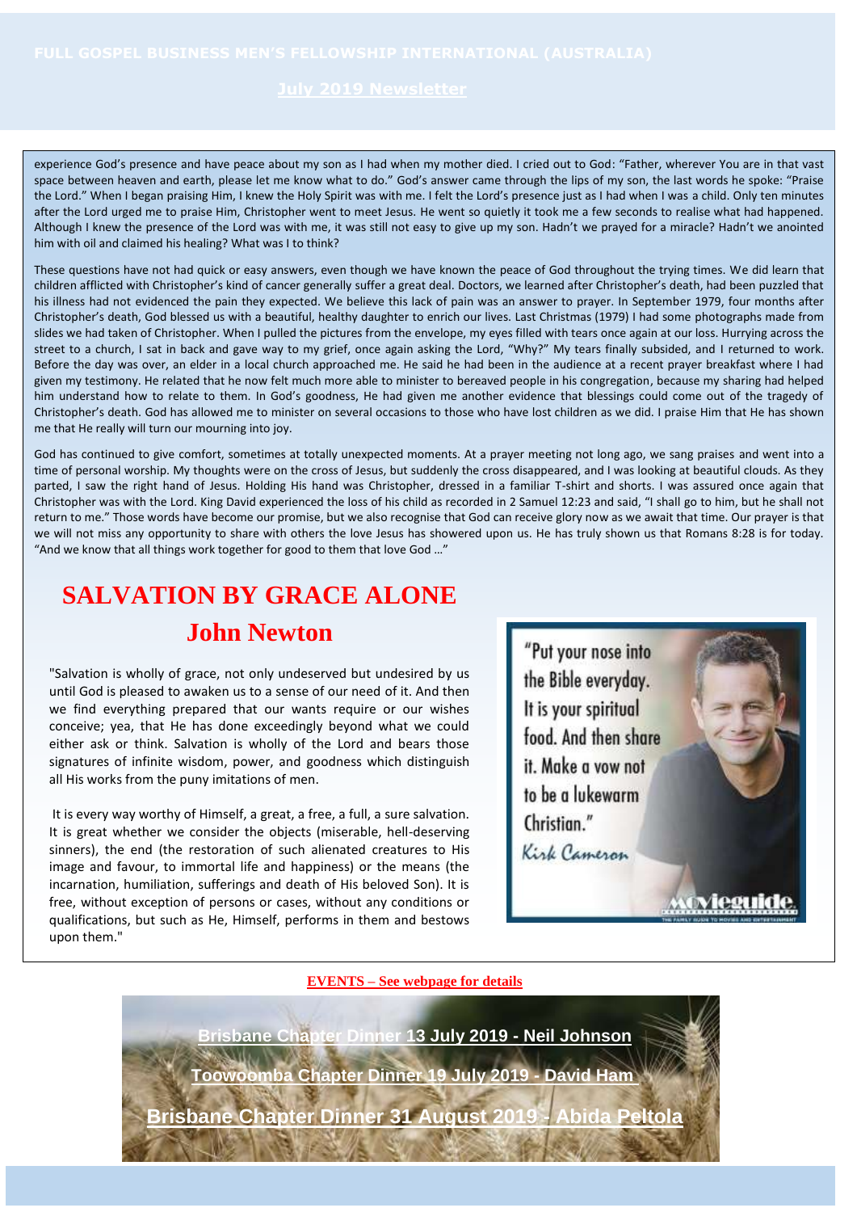experience God's presence and have peace about my son as I had when my mother died. I cried out to God: "Father, wherever You are in that vast space between heaven and earth, please let me know what to do." God's answer came through the lips of my son, the last words he spoke: "Praise the Lord." When I began praising Him, I knew the Holy Spirit was with me. I felt the Lord's presence just as I had when I was a child. Only ten minutes after the Lord urged me to praise Him, Christopher went to meet Jesus. He went so quietly it took me a few seconds to realise what had happened. Although I knew the presence of the Lord was with me, it was still not easy to give up my son. Hadn't we prayed for a miracle? Hadn't we anointed him with oil and claimed his healing? What was I to think?

These questions have not had quick or easy answers, even though we have known the peace of God throughout the trying times. We did learn that children afflicted with Christopher's kind of cancer generally suffer a great deal. Doctors, we learned after Christopher's death, had been puzzled that his illness had not evidenced the pain they expected. We believe this lack of pain was an answer to prayer. In September 1979, four months after Christopher's death, God blessed us with a beautiful, healthy daughter to enrich our lives. Last Christmas (1979) I had some photographs made from slides we had taken of Christopher. When I pulled the pictures from the envelope, my eyes filled with tears once again at our loss. Hurrying across the street to a church, I sat in back and gave way to my grief, once again asking the Lord, "Why?" My tears finally subsided, and I returned to work. Before the day was over, an elder in a local church approached me. He said he had been in the audience at a recent prayer breakfast where I had given my testimony. He related that he now felt much more able to minister to bereaved people in his congregation, because my sharing had helped him understand how to relate to them. In God's goodness, He had given me another evidence that blessings could come out of the tragedy of Christopher's death. God has allowed me to minister on several occasions to those who have lost children as we did. I praise Him that He has shown me that He really will turn our mourning into joy.

God has continued to give comfort, sometimes at totally unexpected moments. At a prayer meeting not long ago, we sang praises and went into a time of personal worship. My thoughts were on the cross of Jesus, but suddenly the cross disappeared, and I was looking at beautiful clouds. As they parted, I saw the right hand of Jesus. Holding His hand was Christopher, dressed in a familiar T-shirt and shorts. I was assured once again that Christopher was with the Lord. King David experienced the loss of his child as recorded in 2 Samuel 12:23 and said, "I shall go to him, but he shall not return to me." Those words have become our promise, but we also recognise that God can receive glory now as we await that time. Our prayer is that we will not miss any opportunity to share with others the love Jesus has showered upon us. He has truly shown us that Romans 8:28 is for today. "And we know that all things work together for good to them that love God …"

# SALVATION BY GRACE ALONE

## John Newton

"Salvation is wholly of grace, not only undeserved but undesired by us until God is pleased to awaken us to a sense of our need of it. And then we find everything prepared that our wants require or our wishes conceive; yea, that He has done exceedingly beyond what we could either ask or think. Salvation is wholly of the Lord and bears those signatures of infinite wisdom, power, and goodness which distinguish all His works from the puny imitations of men.

It is every way worthy of Himself, a great, a free, a full, a sure salvation. It is great whether we consider the objects (miserable, hell-deserving sinners), the end (the restoration of such alienated creatures to His image and favour, to immortal life and happiness) or the means (the incarnation, humiliation, sufferings and death of His beloved Son). It is free, without exception of persons or cases, without any conditions or qualifications, but such as He, Himself, performs in them and bestows upon them."

"Put your nose into the Bible everyday. It is your spiritual food. And then share it. Make a vow not to be a lukewarm Christian."
*Kirk Cameron*

**EVENTS – See webpage for details**

**Brisbane Chapter Dinner 13 July 2019 - Neil Johnson**

**Toowoomba Chapter Dinner 19 July 2019 - David Ham**

**Brisbane Chapter Dinner 31 August 2019 - Abida Peltola**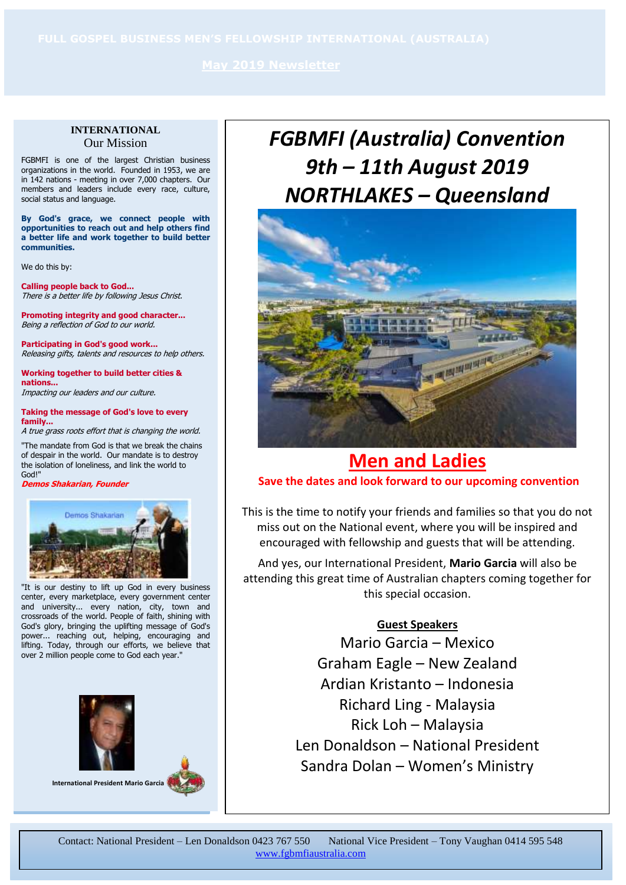# FULL GOSPEL BUSINESS MEN'S FELLOWSHIP INTERNATIONAL (AUSTRALIA)

## May 2019 Newsletter

### INTERNATIONAL
### Our Mission

FGBMFI is one of the largest Christian business organizations in the world. Founded in 1953, we are in 142 nations - meeting in over 7,000 chapters. Our members and leaders include every race, culture, social status and language.

**By God's grace, we connect people with opportunities to reach out and help others find a better life and work together to build better communities.**

We do this by:

**Calling people back to God...**
*There is a better life by following Jesus Christ.*

**Promoting integrity and good character...**
*Being a reflection of God to our world.*

**Participating in God's good work...**
*Releasing gifts, talents and resources to help others.*

**Working together to build better cities & nations...**
*Impacting our leaders and our culture.*

**Taking the message of God's love to every family...**
*A true grass roots effort that is changing the world.*

"The mandate from God is that we break the chains of despair in the world. Our mandate is to destroy the isolation of loneliness, and link the world to God!"
***Demos Shakarian, Founder***

"It is our destiny to lift up God in every business center, every marketplace, every government center and university... every nation, city, town and crossroads of the world. People of faith, shining with God's glory, bringing the uplifting message of God's power... reaching out, helping, encouraging and lifting. Today, through our efforts, we believe that over 2 million people come to God each year."

International President Mario Garcia

# *FGBMFI (Australia) Convention 9th – 11th August 2019 NORTHLAKES – Queensland*

## Men and Ladies

**Save the dates and look forward to our upcoming convention**

This is the time to notify your friends and families so that you do not miss out on the National event, where you will be inspired and encouraged with fellowship and guests that will be attending.

And yes, our International President, **Mario Garcia** will also be attending this great time of Australian chapters coming together for this special occasion.

**Guest Speakers**

Mario Garcia – Mexico
Graham Eagle – New Zealand
Ardian Kristanto – Indonesia
Richard Ling - Malaysia
Rick Loh – Malaysia
Len Donaldson – National President
Sandra Dolan – Women's Ministry

Contact: National President – Len Donaldson 0423 767 550 National Vice President – Tony Vaughan 0414 595 548
www.fgbmfiaustralia.com